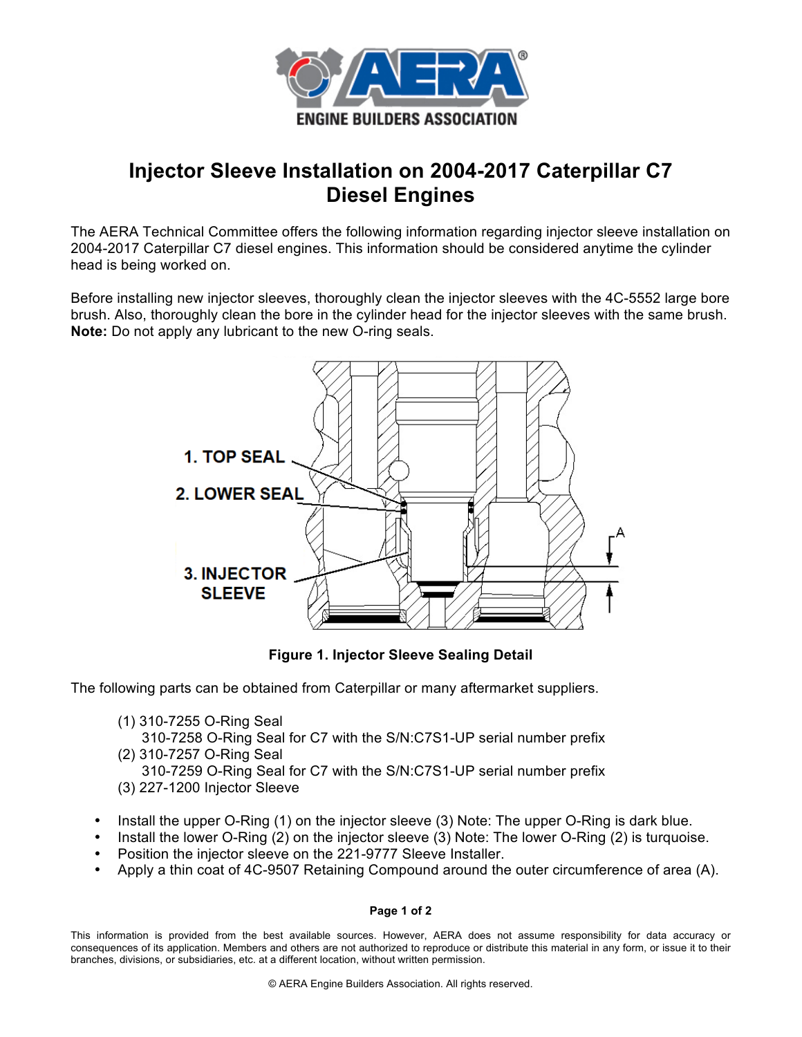# Injector Sleeve Installation on 2004-2017 Caterpillar C7 Diesel Engines

The AERA Technical Committee offers the following information regarding injector sleeve installation on 2004-2017 Caterpillar C7 diesel engines. This information should be considered anytime the cylinder head is being worked on.

Before installing new injector sleeves, thoroughly clean the injector sleeves with the 4C-5552 large bore brush. Also, thoroughly clean the bore in the cylinder head for the injector sleeves with the same brush. **Note:** Do not apply any lubricant to the new O-ring seals.

1. TOP SEAL
2. LOWER SEAL
3. INJECTOR SLEEVE

A

**Figure 1. Injector Sleeve Sealing Detail**

The following parts can be obtained from Caterpillar or many aftermarket suppliers.

(1) 310-7255 O-Ring Seal
  310-7258 O-Ring Seal for C7 with the S/N:C7S1-UP serial number prefix
(2) 310-7257 O-Ring Seal
  310-7259 O-Ring Seal for C7 with the S/N:C7S1-UP serial number prefix
(3) 227-1200 Injector Sleeve

- Install the upper O-Ring (1) on the injector sleeve (3) Note: The upper O-Ring is dark blue.
- Install the lower O-Ring (2) on the injector sleeve (3) Note: The lower O-Ring (2) is turquoise.
- Position the injector sleeve on the 221-9777 Sleeve Installer.
- Apply a thin coat of 4C-9507 Retaining Compound around the outer circumference of area (A).

This information is provided from the best available sources. However, AERA does not assume responsibility for data accuracy or consequences of its application. Members and others are not authorized to reproduce or distribute this material in any form, or issue it to their branches, divisions, or subsidiaries, etc. at a different location, without written permission.

© AERA Engine Builders Association. All rights reserved.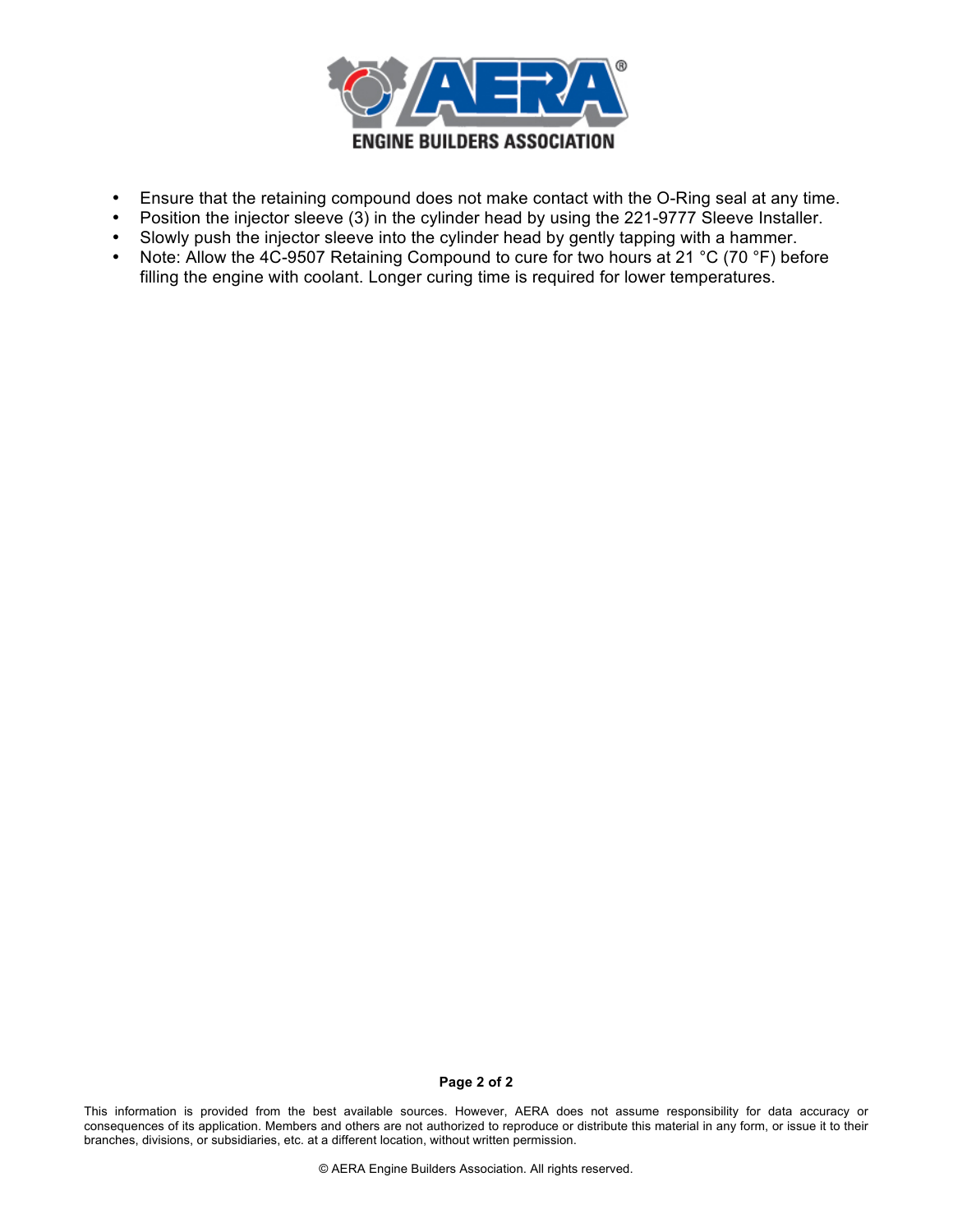- Ensure that the retaining compound does not make contact with the O-Ring seal at any time.
- Position the injector sleeve (3) in the cylinder head by using the 221-9777 Sleeve Installer.
- Slowly push the injector sleeve into the cylinder head by gently tapping with a hammer.
- Note: Allow the 4C-9507 Retaining Compound to cure for two hours at 21 °C (70 °F) before filling the engine with coolant. Longer curing time is required for lower temperatures.

This information is provided from the best available sources. However, AERA does not assume responsibility for data accuracy or consequences of its application. Members and others are not authorized to reproduce or distribute this material in any form, or issue it to their branches, divisions, or subsidiaries, etc. at a different location, without written permission.

© AERA Engine Builders Association. All rights reserved.